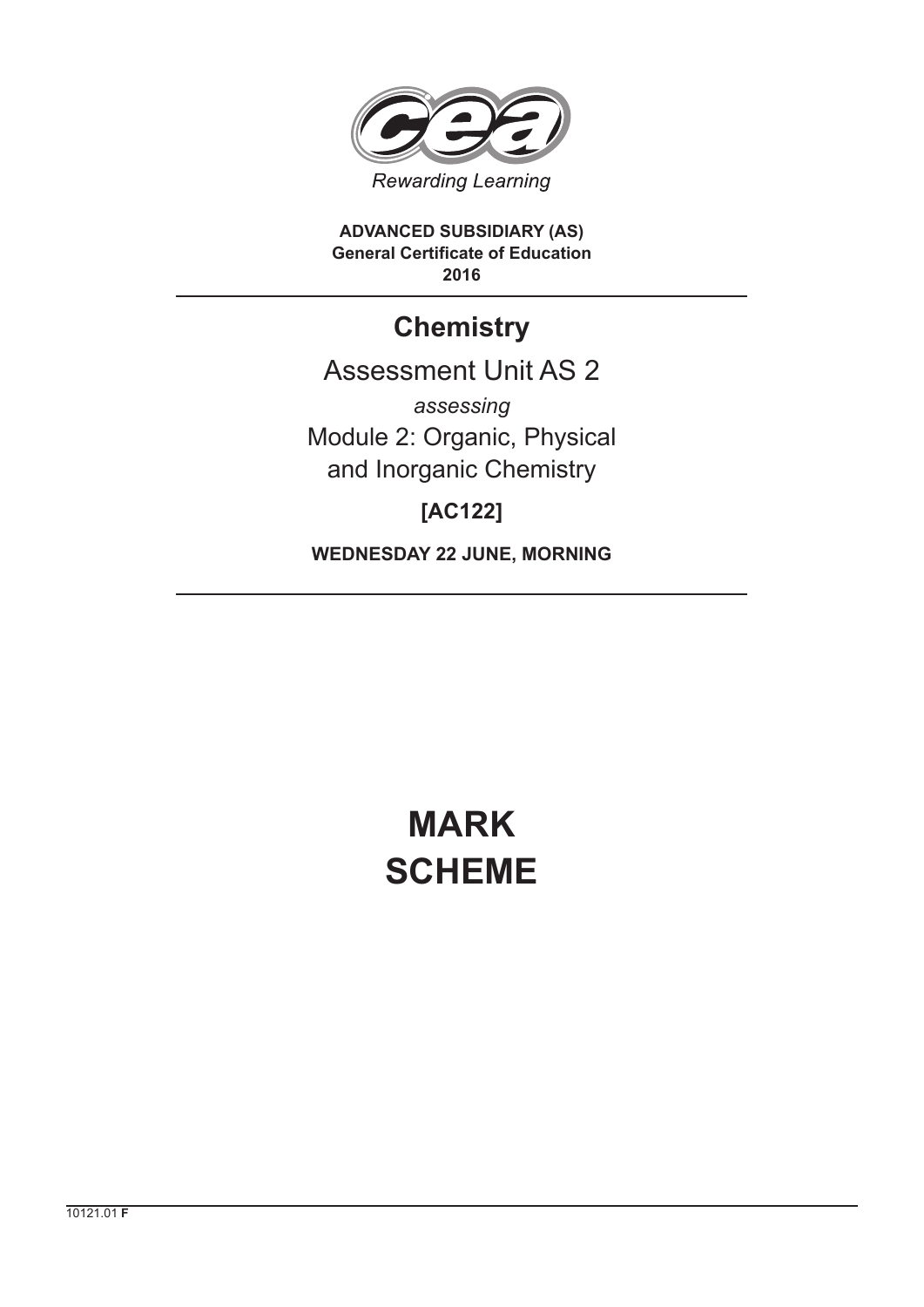Rewarding Learning

**ADVANCED SUBSIDIARY (AS)**
**General Certificate of Education**
**2016**

# Chemistry

## Assessment Unit AS 2

*assessing*

Module 2: Organic, Physical and Inorganic Chemistry

**[AC122]**

**WEDNESDAY 22 JUNE, MORNING**

# MARK SCHEME

10121.01 **F**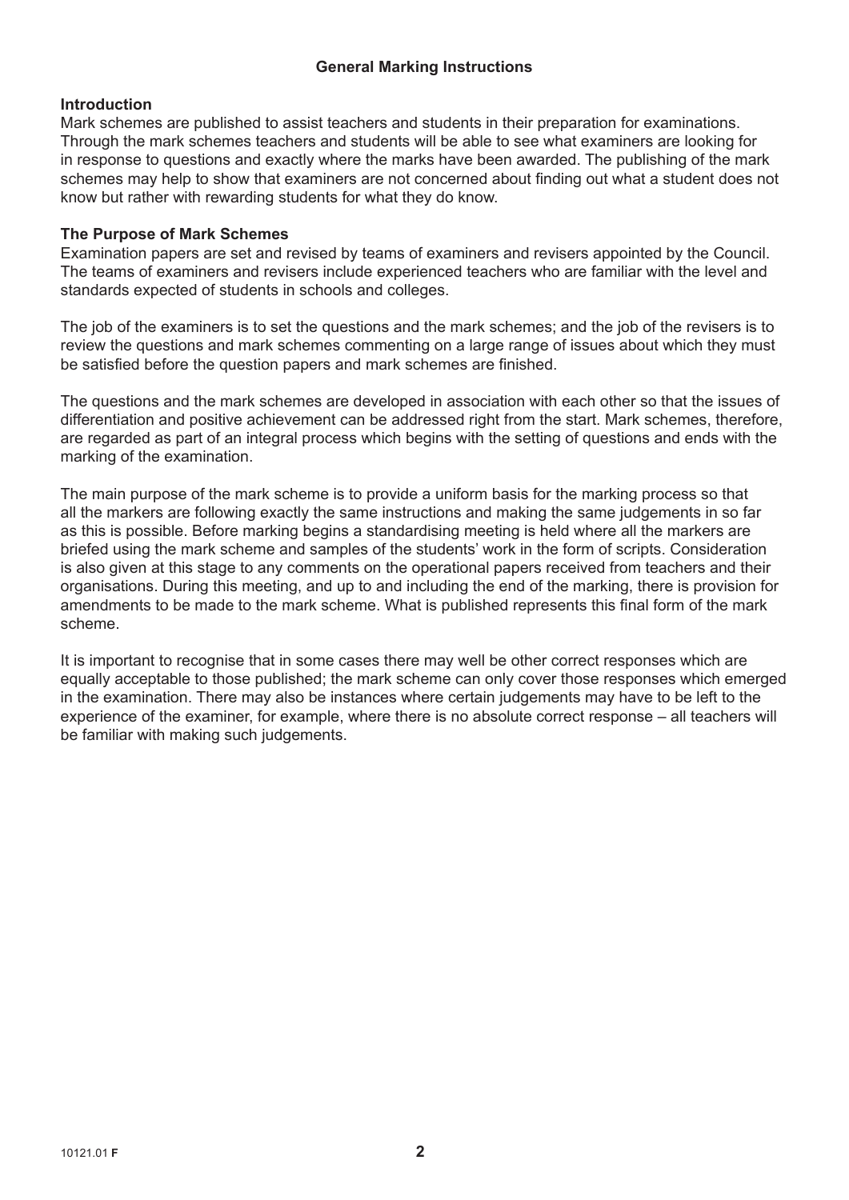## General Marking Instructions

### Introduction

Mark schemes are published to assist teachers and students in their preparation for examinations. Through the mark schemes teachers and students will be able to see what examiners are looking for in response to questions and exactly where the marks have been awarded. The publishing of the mark schemes may help to show that examiners are not concerned about finding out what a student does not know but rather with rewarding students for what they do know.

### The Purpose of Mark Schemes

Examination papers are set and revised by teams of examiners and revisers appointed by the Council. The teams of examiners and revisers include experienced teachers who are familiar with the level and standards expected of students in schools and colleges.

The job of the examiners is to set the questions and the mark schemes; and the job of the revisers is to review the questions and mark schemes commenting on a large range of issues about which they must be satisfied before the question papers and mark schemes are finished.

The questions and the mark schemes are developed in association with each other so that the issues of differentiation and positive achievement can be addressed right from the start. Mark schemes, therefore, are regarded as part of an integral process which begins with the setting of questions and ends with the marking of the examination.

The main purpose of the mark scheme is to provide a uniform basis for the marking process so that all the markers are following exactly the same instructions and making the same judgements in so far as this is possible. Before marking begins a standardising meeting is held where all the markers are briefed using the mark scheme and samples of the students' work in the form of scripts. Consideration is also given at this stage to any comments on the operational papers received from teachers and their organisations. During this meeting, and up to and including the end of the marking, there is provision for amendments to be made to the mark scheme. What is published represents this final form of the mark scheme.

It is important to recognise that in some cases there may well be other correct responses which are equally acceptable to those published; the mark scheme can only cover those responses which emerged in the examination. There may also be instances where certain judgements may have to be left to the experience of the examiner, for example, where there is no absolute correct response – all teachers will be familiar with making such judgements.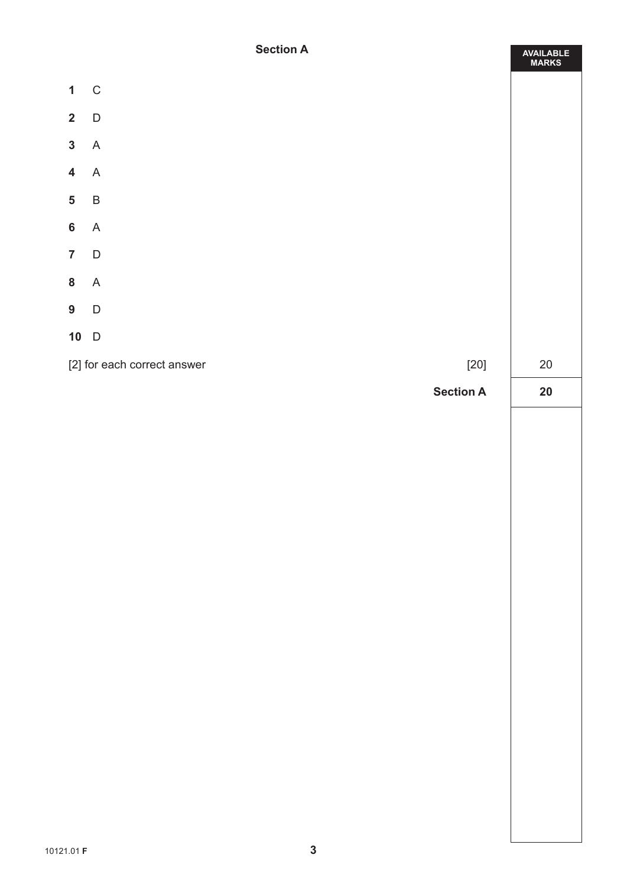## Section A

| | | | AVAILABLE MARKS |
|---|---|---|---|
| **1** | C | | |
| **2** | D | | |
| **3** | A | | |
| **4** | A | | |
| **5** | B | | |
| **6** | A | | |
| **7** | D | | |
| **8** | A | | |
| **9** | D | | |
| **10** | D | | |
| [2] for each correct answer | | [20] | 20 |
| | | **Section A** | **20** |

10121.01 **F**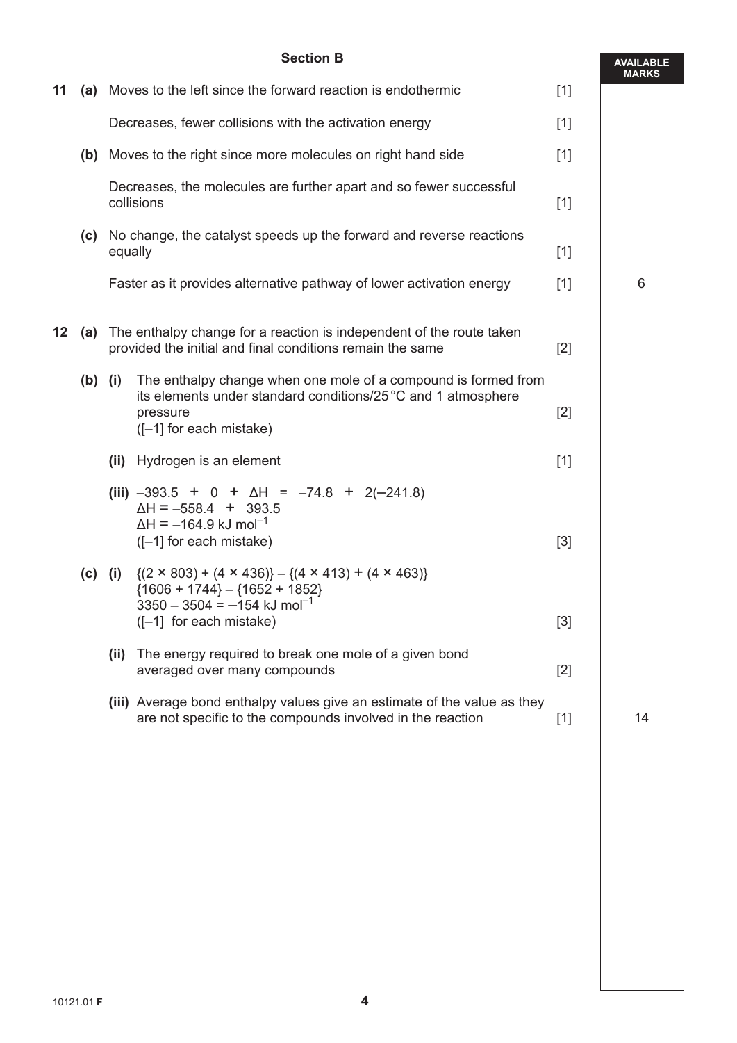## Section B

| | | | | | AVAILABLE MARKS |
|---|---|---|---|---|---|
| 11 | (a) | | Moves to the left since the forward reaction is endothermic | [1] | |
| | | | Decreases, fewer collisions with the activation energy | [1] | |
| | (b) | | Moves to the right since more molecules on right hand side | [1] | |
| | | | Decreases, the molecules are further apart and so fewer successful collisions | [1] | |
| | (c) | | No change, the catalyst speeds up the forward and reverse reactions equally | [1] | |
| | | | Faster as it provides alternative pathway of lower activation energy | [1] | 6 |
| 12 | (a) | | The enthalpy change for a reaction is independent of the route taken provided the initial and final conditions remain the same | [2] | |
| | (b) | (i) | The enthalpy change when one mole of a compound is formed from its elements under standard conditions/25 °C and 1 atmosphere pressure ([–1] for each mistake) | [2] | |
| | | (ii) | Hydrogen is an element | [1] | |
| | | (iii) | $-393.5 + 0 + \Delta H = -74.8 + 2(-241.8)$<br>$\Delta H = -558.4 + 393.5$<br>$\Delta H = -164.9 \text{ kJ mol}^{-1}$<br>([–1] for each mistake) | [3] | |
| | (c) | (i) | $\{(2 \times 803) + (4 \times 436)\} - \{(4 \times 413) + (4 \times 463)\}$<br>$\{1606 + 1744\} - \{1652 + 1852\}$<br>$3350 - 3504 = -154 \text{ kJ mol}^{-1}$<br>([–1] for each mistake) | [3] | |
| | | (ii) | The energy required to break one mole of a given bond averaged over many compounds | [2] | |
| | | (iii) | Average bond enthalpy values give an estimate of the value as they are not specific to the compounds involved in the reaction | [1] | 14 |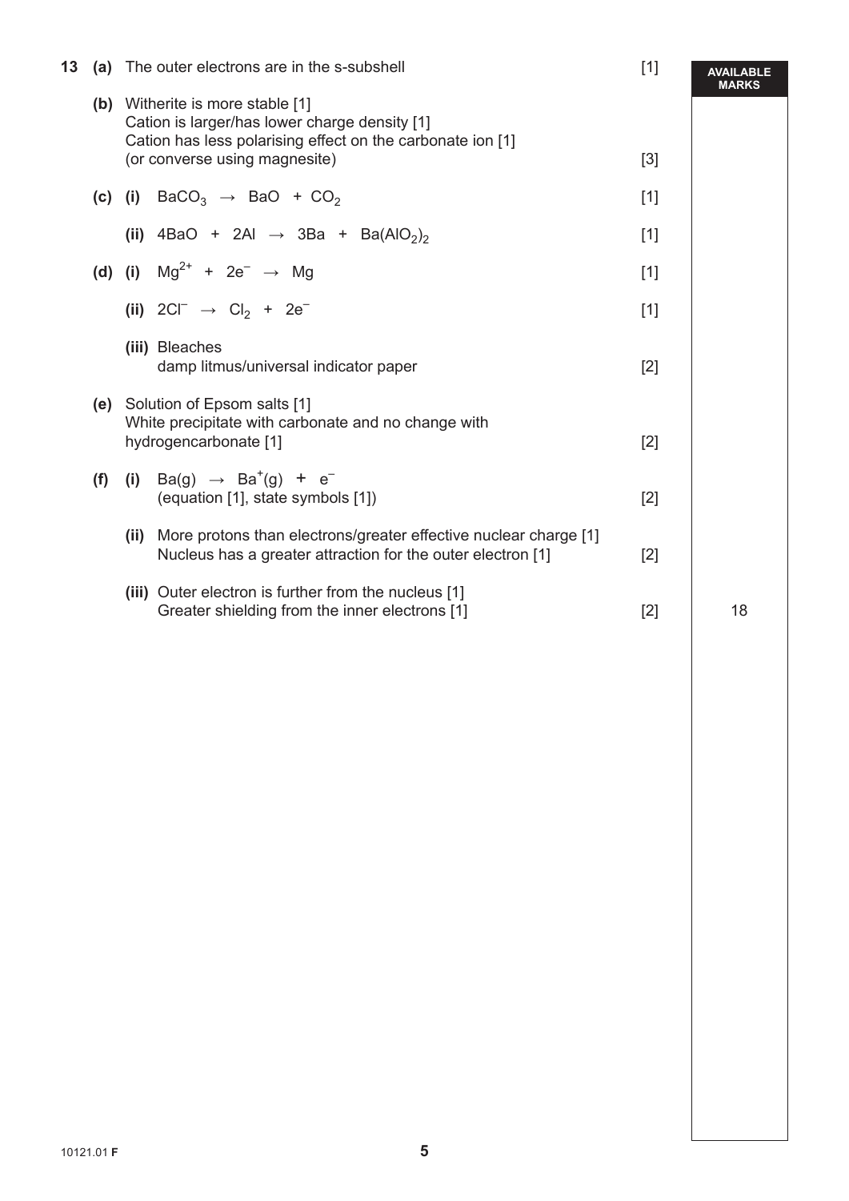**13 (a)** The outer electrons are in the s-subshell [1]

**(b)** Witherite is more stable [1]
Cation is larger/has lower charge density [1]
Cation has less polarising effect on the carbonate ion [1]
(or converse using magnesite) [3]

**(c) (i)** $BaCO_3 \rightarrow BaO + CO_2$ [1]

**(ii)** $4BaO + 2Al \rightarrow 3Ba + Ba(AlO_2)_2$ [1]

**(d) (i)** $Mg^{2+} + 2e^- \rightarrow Mg$ [1]

**(ii)** $2Cl^- \rightarrow Cl_2 + 2e^-$ [1]

**(iii)** Bleaches
damp litmus/universal indicator paper [2]

**(e)** Solution of Epsom salts [1]
White precipitate with carbonate and no change with hydrogencarbonate [1] [2]

**(f) (i)** $Ba(g) \rightarrow Ba^+(g) + e^-$
(equation [1], state symbols [1]) [2]

**(ii)** More protons than electrons/greater effective nuclear charge [1]
Nucleus has a greater attraction for the outer electron [1] [2]

**(iii)** Outer electron is further from the nucleus [1]
Greater shielding from the inner electrons [1] [2]

AVAILABLE MARKS: 18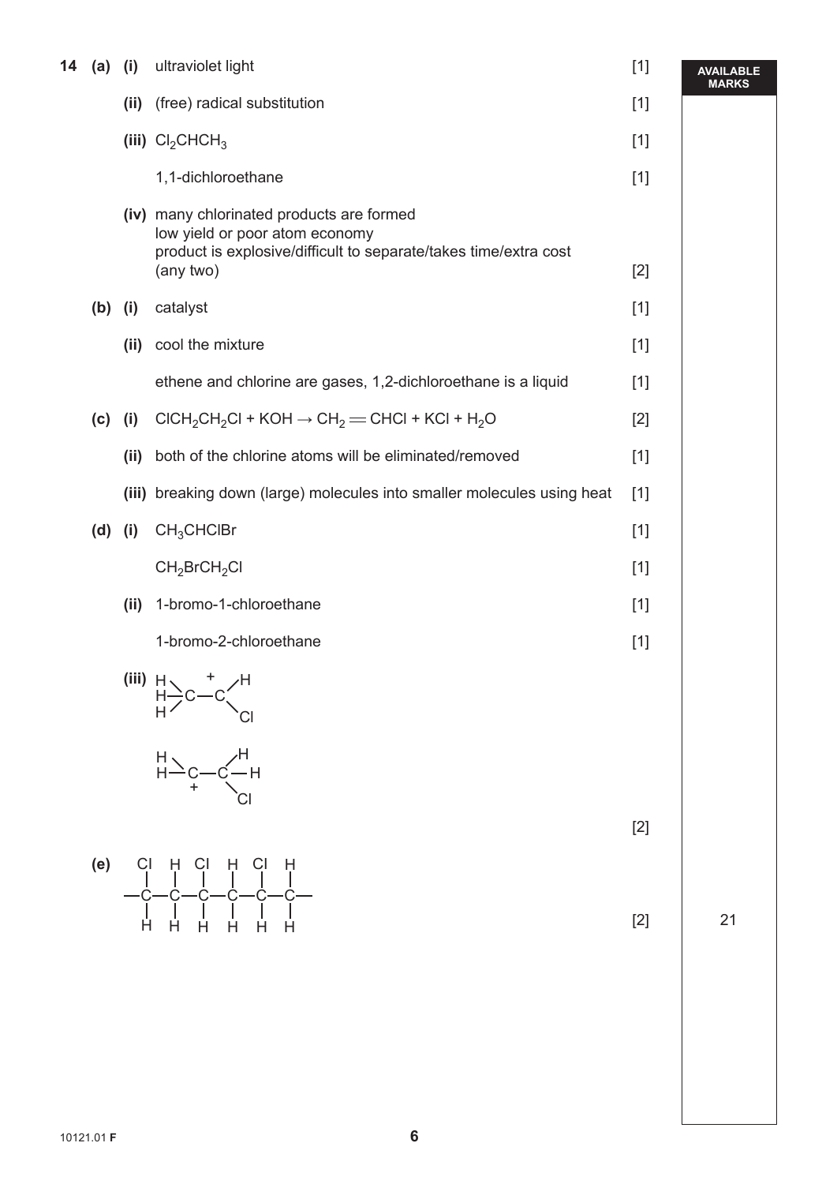**14 (a) (i)** ultraviolet light [1]

**(ii)** (free) radical substitution [1]

**(iii)** $Cl_2CHCH_3$ [1]

1,1-dichloroethane [1]

**(iv)** many chlorinated products are formed
low yield or poor atom economy
product is explosive/difficult to separate/takes time/extra cost
(any two) [2]

**(b) (i)** catalyst [1]

**(ii)** cool the mixture [1]

ethene and chlorine are gases, 1,2-dichloroethane is a liquid [1]

**(c) (i)** $ClCH_2CH_2Cl + KOH \rightarrow CH_2{=}CHCl + KCl + H_2O$ [2]

**(ii)** both of the chlorine atoms will be eliminated/removed [1]

**(iii)** breaking down (large) molecules into smaller molecules using heat [1]

**(d) (i)** $CH_3CHClBr$ [1]

$CH_2BrCH_2Cl$ [1]

**(ii)** 1-bromo-1-chloroethane [1]

1-bromo-2-chloroethane [1]

**(iii)**

```
 H      +   H
 H─C───C
 H          Cl
```

```
 H       H
 H─C───C─H
   +      Cl
```

[2]

**(e)**

```
   Cl  H  Cl  H  Cl  H
   |   |  |   |  |   |
 ─C───C──C───C──C───C─
   |   |  |   |  |   |
   H   H  H   H  H   H
```

[2]

21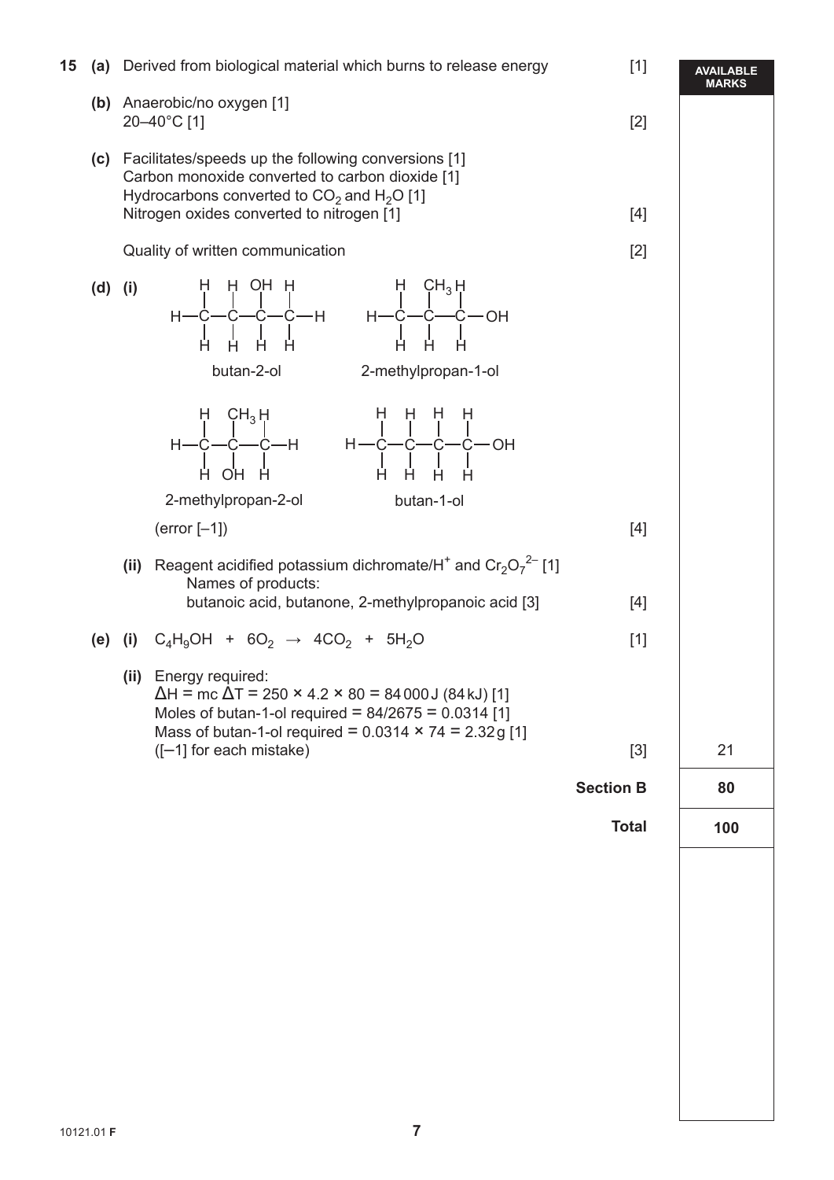**15 (a)** Derived from biological material which burns to release energy [1]

**(b)** Anaerobic/no oxygen [1]
20–40°C [1] [2]

**(c)** Facilitates/speeds up the following conversions [1]
Carbon monoxide converted to carbon dioxide [1]
Hydrocarbons converted to $CO_2$ and $H_2O$ [1]
Nitrogen oxides converted to nitrogen [1] [4]

Quality of written communication [2]

**(d) (i)**

```
    H  H  OH H              H  CH3 H
    |  |  |  |              |  |   |
 H—C—C—C—C—H           H—C—C——C—OH
    |  |  |  |              |  |   |
    H  H  H  H              H  H   H

    butan-2-ol          2-methylpropan-1-ol

    H  CH3 H             H  H  H  H
    |  |   |             |  |  |  |
 H—C—C——C—H         H—C—C—C—C—OH
    |  |   |             |  |  |  |
    H  OH  H             H  H  H  H

 2-methylpropan-2-ol      butan-1-ol
```

(error [–1]) [4]

**(ii)** Reagent acidified potassium dichromate/$H^+$ and $Cr_2O_7^{2-}$ [1]
Names of products:
butanoic acid, butanone, 2-methylpropanoic acid [3] [4]

**(e) (i)** $C_4H_9OH + 6O_2 \rightarrow 4CO_2 + 5H_2O$ [1]

**(ii)** Energy required:
$\Delta H = mc\Delta T = 250 \times 4.2 \times 80 = 84\,000$ J (84 kJ) [1]
Moles of butan-1-ol required = 84/2675 = 0.0314 [1]
Mass of butan-1-ol required = $0.0314 \times 74 = 2.32$ g [1]
([–1] for each mistake) [3]

AVAILABLE MARKS: 21

**Section B** 80

**Total** 100